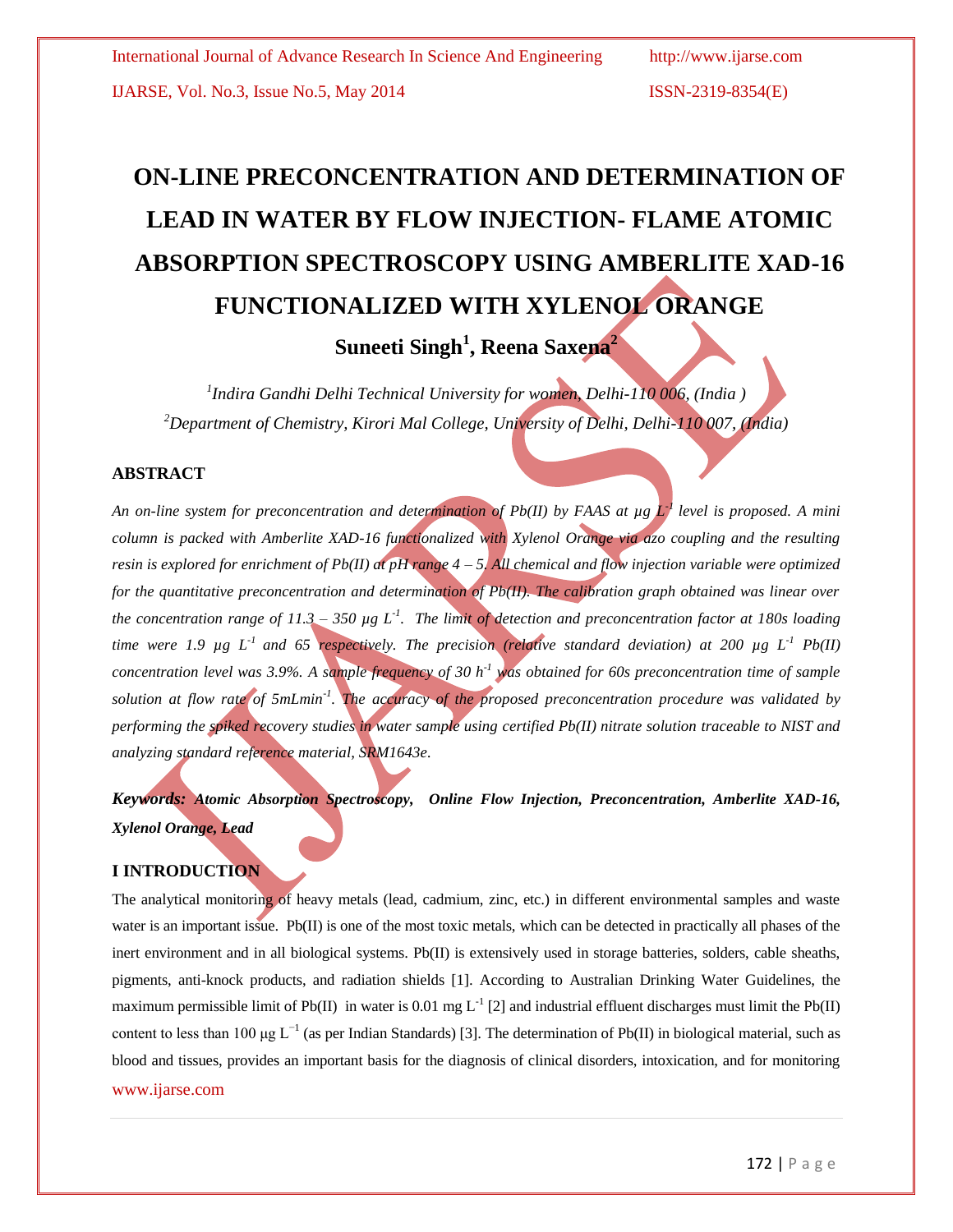# ON-LINE PRECONCENTRATION AND DETERMINATION OF LEAD IN WATER BY FLOW INJECTION- FLAME ATOMIC ABSORPTION SPECTROSCOPY USING AMBERLITE XAD-16 FUNCTIONALIZED WITH XYLENOL ORANGE

**Suneeti Singh[1], Reena Saxena[2]**

*[1]Indira Gandhi Delhi Technical University for women, Delhi-110 006, (India )*
*[2]Department of Chemistry, Kirori Mal College, University of Delhi, Delhi-110 007, (India)*

## ABSTRACT

*An on-line system for preconcentration and determination of Pb(II) by FAAS at µg $L^{-1}$ level is proposed. A mini column is packed with Amberlite XAD-16 functionalized with Xylenol Orange via azo coupling and the resulting resin is explored for enrichment of Pb(II) at pH range 4 – 5. All chemical and flow injection variable were optimized for the quantitative preconcentration and determination of Pb(II). The calibration graph obtained was linear over the concentration range of 11.3 – 350 µg $L^{-1}$. The limit of detection and preconcentration factor at 180s loading time were 1.9 µg $L^{-1}$ and 65 respectively. The precision (relative standard deviation) at 200 µg $L^{-1}$ Pb(II) concentration level was 3.9%. A sample frequency of 30 $h^{-1}$ was obtained for 60s preconcentration time of sample solution at flow rate of 5mLmin$^{-1}$. The accuracy of the proposed preconcentration procedure was validated by performing the spiked recovery studies in water sample using certified Pb(II) nitrate solution traceable to NIST and analyzing standard reference material, SRM1643e.*

***Keywords: Atomic Absorption Spectroscopy, Online Flow Injection, Preconcentration, Amberlite XAD-16, Xylenol Orange, Lead***

## I INTRODUCTION

The analytical monitoring of heavy metals (lead, cadmium, zinc, etc.) in different environmental samples and waste water is an important issue. Pb(II) is one of the most toxic metals, which can be detected in practically all phases of the inert environment and in all biological systems. Pb(II) is extensively used in storage batteries, solders, cable sheaths, pigments, anti-knock products, and radiation shields [1]. According to Australian Drinking Water Guidelines, the maximum permissible limit of Pb(II) in water is 0.01 mg $L^{-1}$ [2] and industrial effluent discharges must limit the Pb(II) content to less than 100 µg $L^{-1}$ (as per Indian Standards) [3]. The determination of Pb(II) in biological material, such as blood and tissues, provides an important basis for the diagnosis of clinical disorders, intoxication, and for monitoring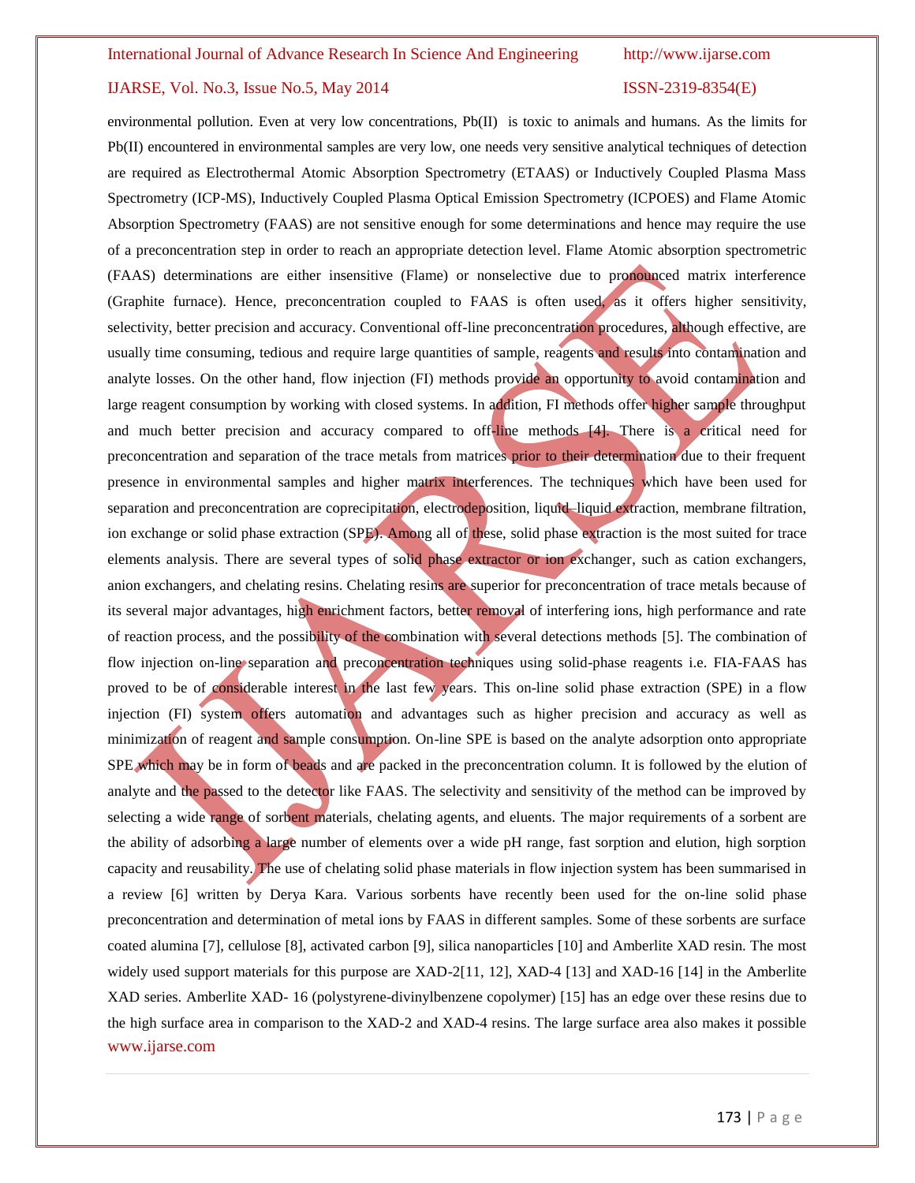environmental pollution. Even at very low concentrations, Pb(II) is toxic to animals and humans. As the limits for Pb(II) encountered in environmental samples are very low, one needs very sensitive analytical techniques of detection are required as Electrothermal Atomic Absorption Spectrometry (ETAAS) or Inductively Coupled Plasma Mass Spectrometry (ICP-MS), Inductively Coupled Plasma Optical Emission Spectrometry (ICPOES) and Flame Atomic Absorption Spectrometry (FAAS) are not sensitive enough for some determinations and hence may require the use of a preconcentration step in order to reach an appropriate detection level. Flame Atomic absorption spectrometric (FAAS) determinations are either insensitive (Flame) or nonselective due to pronounced matrix interference (Graphite furnace). Hence, preconcentration coupled to FAAS is often used, as it offers higher sensitivity, selectivity, better precision and accuracy. Conventional off-line preconcentration procedures, although effective, are usually time consuming, tedious and require large quantities of sample, reagents and results into contamination and analyte losses. On the other hand, flow injection (FI) methods provide an opportunity to avoid contamination and large reagent consumption by working with closed systems. In addition, FI methods offer higher sample throughput and much better precision and accuracy compared to off-line methods [4]. There is a critical need for preconcentration and separation of the trace metals from matrices prior to their determination due to their frequent presence in environmental samples and higher matrix interferences. The techniques which have been used for separation and preconcentration are coprecipitation, electrodeposition, liquid–liquid extraction, membrane filtration, ion exchange or solid phase extraction (SPE). Among all of these, solid phase extraction is the most suited for trace elements analysis. There are several types of solid phase extractor or ion exchanger, such as cation exchangers, anion exchangers, and chelating resins. Chelating resins are superior for preconcentration of trace metals because of its several major advantages, high enrichment factors, better removal of interfering ions, high performance and rate of reaction process, and the possibility of the combination with several detections methods [5]. The combination of flow injection on-line separation and preconcentration techniques using solid-phase reagents i.e. FIA-FAAS has proved to be of considerable interest in the last few years. This on-line solid phase extraction (SPE) in a flow injection (FI) system offers automation and advantages such as higher precision and accuracy as well as minimization of reagent and sample consumption. On-line SPE is based on the analyte adsorption onto appropriate SPE which may be in form of beads and are packed in the preconcentration column. It is followed by the elution of analyte and the passed to the detector like FAAS. The selectivity and sensitivity of the method can be improved by selecting a wide range of sorbent materials, chelating agents, and eluents. The major requirements of a sorbent are the ability of adsorbing a large number of elements over a wide pH range, fast sorption and elution, high sorption capacity and reusability. The use of chelating solid phase materials in flow injection system has been summarised in a review [6] written by Derya Kara. Various sorbents have recently been used for the on-line solid phase preconcentration and determination of metal ions by FAAS in different samples. Some of these sorbents are surface coated alumina [7], cellulose [8], activated carbon [9], silica nanoparticles [10] and Amberlite XAD resin. The most widely used support materials for this purpose are XAD-2[11, 12], XAD-4 [13] and XAD-16 [14] in the Amberlite XAD series. Amberlite XAD- 16 (polystyrene-divinylbenzene copolymer) [15] has an edge over these resins due to the high surface area in comparison to the XAD-2 and XAD-4 resins. The large surface area also makes it possible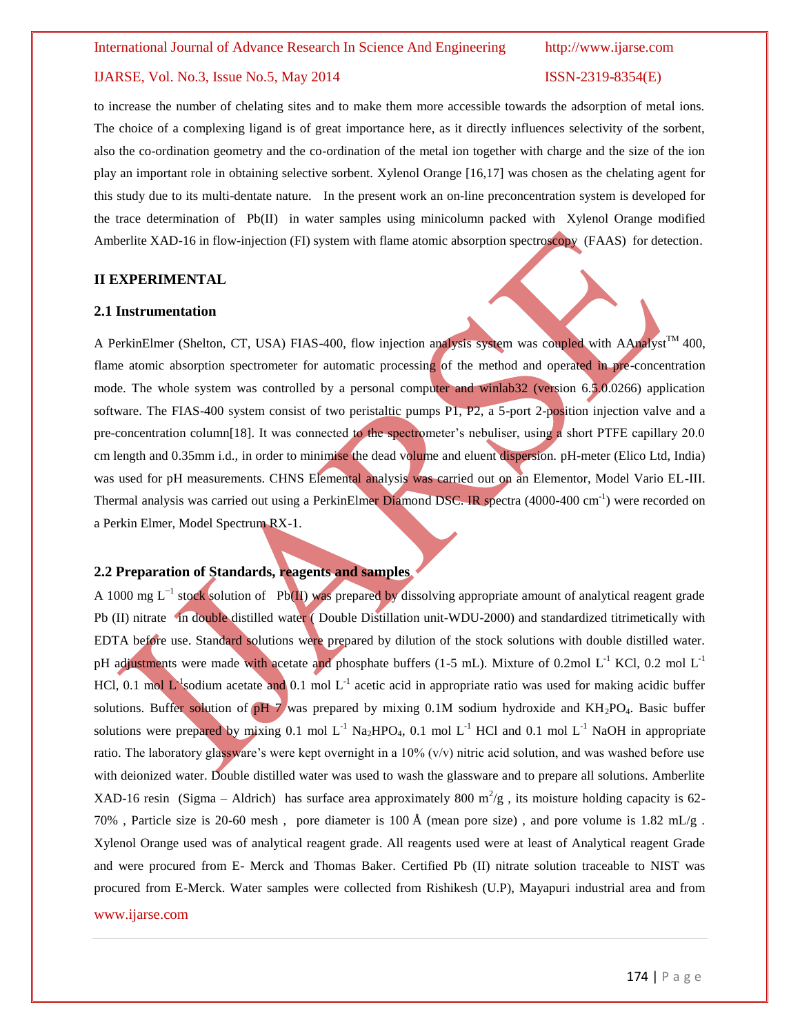to increase the number of chelating sites and to make them more accessible towards the adsorption of metal ions. The choice of a complexing ligand is of great importance here, as it directly influences selectivity of the sorbent, also the co-ordination geometry and the co-ordination of the metal ion together with charge and the size of the ion play an important role in obtaining selective sorbent. Xylenol Orange [16,17] was chosen as the chelating agent for this study due to its multi-dentate nature. In the present work an on-line preconcentration system is developed for the trace determination of Pb(II) in water samples using minicolumn packed with Xylenol Orange modified Amberlite XAD-16 in flow-injection (FI) system with flame atomic absorption spectroscopy (FAAS) for detection.

## II EXPERIMENTAL

### 2.1 Instrumentation

A PerkinElmer (Shelton, CT, USA) FIAS-400, flow injection analysis system was coupled with AAnalyst™ 400, flame atomic absorption spectrometer for automatic processing of the method and operated in pre-concentration mode. The whole system was controlled by a personal computer and winlab32 (version 6.5.0.0266) application software. The FIAS-400 system consist of two peristaltic pumps P1, P2, a 5-port 2-position injection valve and a pre-concentration column[18]. It was connected to the spectrometer's nebuliser, using a short PTFE capillary 20.0 cm length and 0.35mm i.d., in order to minimise the dead volume and eluent dispersion. pH-meter (Elico Ltd, India) was used for pH measurements. CHNS Elemental analysis was carried out on an Elementor, Model Vario EL-III. Thermal analysis was carried out using a PerkinElmer Diamond DSC. IR spectra (4000-400 $cm^{-1}$) were recorded on a Perkin Elmer, Model Spectrum RX-1.

### 2.2 Preparation of Standards, reagents and samples

A 1000 mg $L^{-1}$ stock solution of Pb(II) was prepared by dissolving appropriate amount of analytical reagent grade Pb (II) nitrate in double distilled water ( Double Distillation unit-WDU-2000) and standardized titrimetically with EDTA before use. Standard solutions were prepared by dilution of the stock solutions with double distilled water. pH adjustments were made with acetate and phosphate buffers (1-5 mL). Mixture of 0.2mol $L^{-1}$ KCl, 0.2 mol $L^{-1}$ HCl, 0.1 mol $L^{-1}$sodium acetate and 0.1 mol $L^{-1}$ acetic acid in appropriate ratio was used for making acidic buffer solutions. Buffer solution of pH 7 was prepared by mixing 0.1M sodium hydroxide and $KH_2PO_4$. Basic buffer solutions were prepared by mixing 0.1 mol $L^{-1}$ $Na_2HPO_4$, 0.1 mol $L^{-1}$ HCl and 0.1 mol $L^{-1}$ NaOH in appropriate ratio. The laboratory glassware's were kept overnight in a 10% (v/v) nitric acid solution, and was washed before use with deionized water. Double distilled water was used to wash the glassware and to prepare all solutions. Amberlite XAD-16 resin (Sigma – Aldrich) has surface area approximately 800 $m^2/g$ , its moisture holding capacity is 62-70% , Particle size is 20-60 mesh , pore diameter is 100 Å (mean pore size) , and pore volume is 1.82 mL/g . Xylenol Orange used was of analytical reagent grade. All reagents used were at least of Analytical reagent Grade and were procured from E- Merck and Thomas Baker. Certified Pb (II) nitrate solution traceable to NIST was procured from E-Merck. Water samples were collected from Rishikesh (U.P), Mayapuri industrial area and from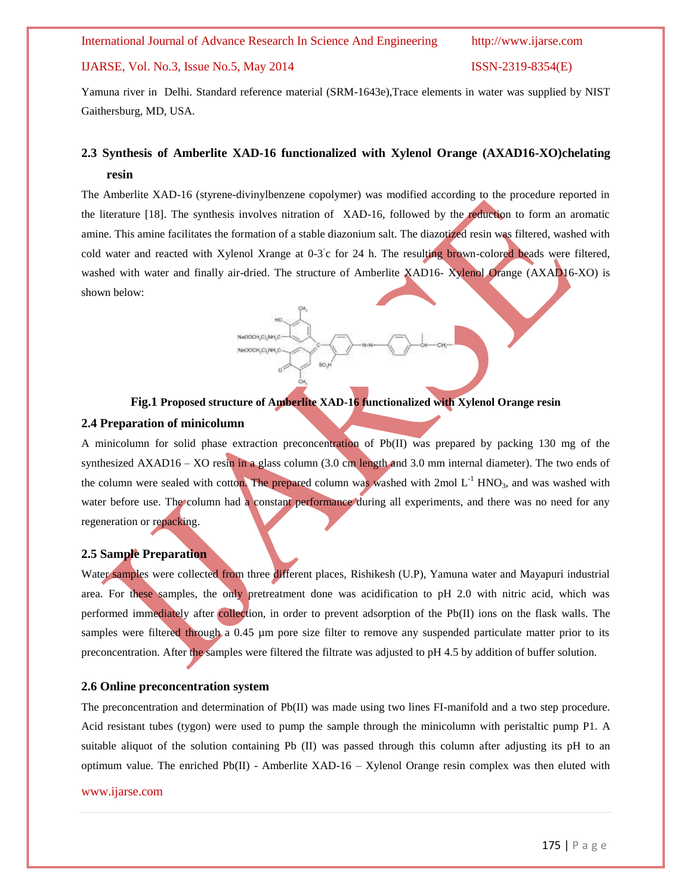Yamuna river in Delhi. Standard reference material (SRM-1643e),Trace elements in water was supplied by NIST Gaithersburg, MD, USA.

### 2.3 Synthesis of Amberlite XAD-16 functionalized with Xylenol Orange (AXAD16-XO)chelating resin

The Amberlite XAD-16 (styrene-divinylbenzene copolymer) was modified according to the procedure reported in the literature [18]. The synthesis involves nitration of XAD-16, followed by the reduction to form an aromatic amine. This amine facilitates the formation of a stable diazonium salt. The diazotized resin was filtered, washed with cold water and reacted with Xylenol Xrange at 0-3°c for 24 h. The resulting brown-colored beads were filtered, washed with water and finally air-dried. The structure of Amberlite XAD16- Xylenol Orange (AXAD16-XO) is shown below:

**Fig.1 Proposed structure of Amberlite XAD-16 functionalized with Xylenol Orange resin**

### 2.4 Preparation of minicolumn

A minicolumn for solid phase extraction preconcentration of Pb(II) was prepared by packing 130 mg of the synthesized AXAD16 – XO resin in a glass column (3.0 cm length and 3.0 mm internal diameter). The two ends of the column were sealed with cotton. The prepared column was washed with 2mol $L^{-1}$ $HNO_3$, and was washed with water before use. The column had a constant performance during all experiments, and there was no need for any regeneration or repacking.

### 2.5 Sample Preparation

Water samples were collected from three different places, Rishikesh (U.P), Yamuna water and Mayapuri industrial area. For these samples, the only pretreatment done was acidification to pH 2.0 with nitric acid, which was performed immediately after collection, in order to prevent adsorption of the Pb(II) ions on the flask walls. The samples were filtered through a 0.45 µm pore size filter to remove any suspended particulate matter prior to its preconcentration. After the samples were filtered the filtrate was adjusted to pH 4.5 by addition of buffer solution.

### 2.6 Online preconcentration system

The preconcentration and determination of Pb(II) was made using two lines FI-manifold and a two step procedure. Acid resistant tubes (tygon) were used to pump the sample through the minicolumn with peristaltic pump P1. A suitable aliquot of the solution containing Pb (II) was passed through this column after adjusting its pH to an optimum value. The enriched Pb(II) - Amberlite XAD-16 – Xylenol Orange resin complex was then eluted with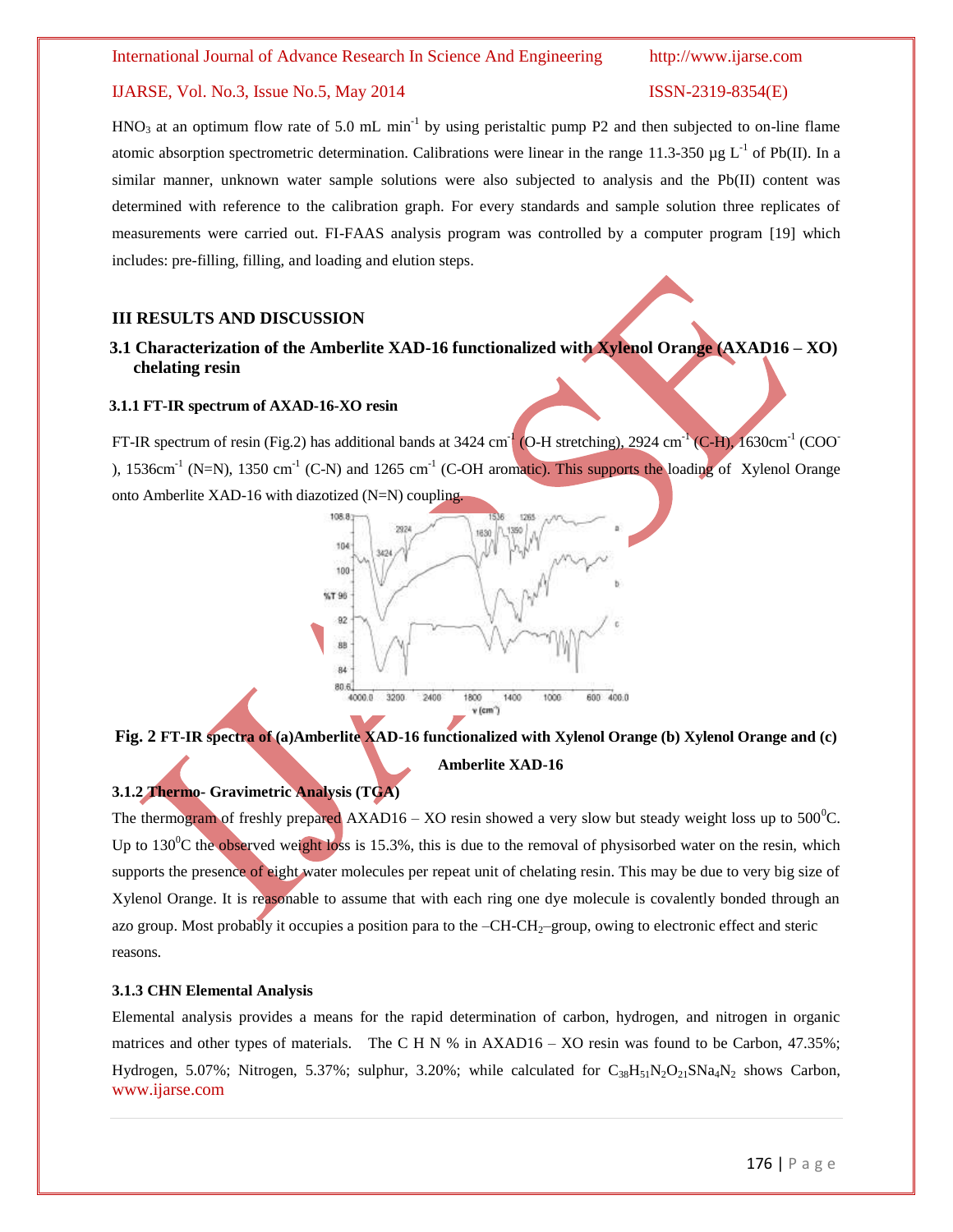$HNO_3$ at an optimum flow rate of 5.0 mL $min^{-1}$ by using peristaltic pump P2 and then subjected to on-line flame atomic absorption spectrometric determination. Calibrations were linear in the range 11.3-350 μg $L^{-1}$ of Pb(II). In a similar manner, unknown water sample solutions were also subjected to analysis and the Pb(II) content was determined with reference to the calibration graph. For every standards and sample solution three replicates of measurements were carried out. FI-FAAS analysis program was controlled by a computer program [19] which includes: pre-filling, filling, and loading and elution steps.

## III RESULTS AND DISCUSSION

### 3.1 Characterization of the Amberlite XAD-16 functionalized with Xylenol Orange (AXAD16 – XO) chelating resin

#### 3.1.1 FT-IR spectrum of AXAD-16-XO resin

FT-IR spectrum of resin (Fig.2) has additional bands at 3424 $cm^{-1}$ (O-H stretching), 2924 $cm^{-1}$ (C-H), 1630$cm^{-1}$ ($COO^-$), 1536$cm^{-1}$ (N=N), 1350 $cm^{-1}$ (C-N) and 1265 $cm^{-1}$ (C-OH aromatic). This supports the loading of Xylenol Orange onto Amberlite XAD-16 with diazotized (N=N) coupling.

**Fig. 2 FT-IR spectra of (a)Amberlite XAD-16 functionalized with Xylenol Orange (b) Xylenol Orange and (c) Amberlite XAD-16**

#### 3.1.2 Thermo- Gravimetric Analysis (TGA)

The thermogram of freshly prepared AXAD16 – XO resin showed a very slow but steady weight loss up to 500$^0$C. Up to 130$^0$C the observed weight loss is 15.3%, this is due to the removal of physisorbed water on the resin, which supports the presence of eight water molecules per repeat unit of chelating resin. This may be due to very big size of Xylenol Orange. It is reasonable to assume that with each ring one dye molecule is covalently bonded through an azo group. Most probably it occupies a position para to the –CH-$CH_2$–group, owing to electronic effect and steric reasons.

#### 3.1.3 CHN Elemental Analysis

Elemental analysis provides a means for the rapid determination of carbon, hydrogen, and nitrogen in organic matrices and other types of materials. The C H N % in AXAD16 – XO resin was found to be Carbon, 47.35%; Hydrogen, 5.07%; Nitrogen, 5.37%; sulphur, 3.20%; while calculated for $C_{38}H_{51}N_2O_{21}SNa_4N_2$ shows Carbon,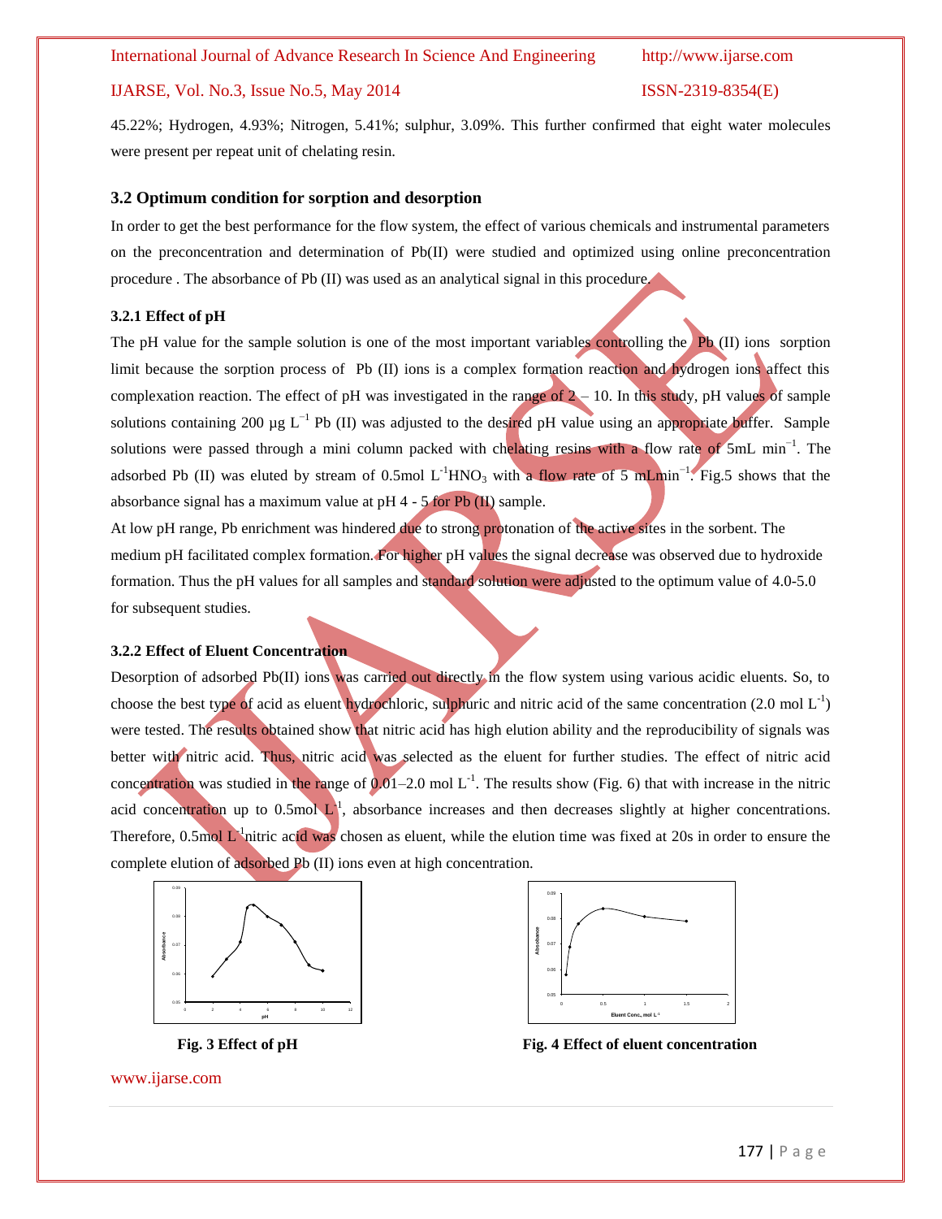45.22%; Hydrogen, 4.93%; Nitrogen, 5.41%; sulphur, 3.09%. This further confirmed that eight water molecules were present per repeat unit of chelating resin.

### 3.2 Optimum condition for sorption and desorption

In order to get the best performance for the flow system, the effect of various chemicals and instrumental parameters on the preconcentration and determination of Pb(II) were studied and optimized using online preconcentration procedure . The absorbance of Pb (II) was used as an analytical signal in this procedure.

#### 3.2.1 Effect of pH

The pH value for the sample solution is one of the most important variables controlling the Pb (II) ions sorption limit because the sorption process of Pb (II) ions is a complex formation reaction and hydrogen ions affect this complexation reaction. The effect of pH was investigated in the range of 2 – 10. In this study, pH values of sample solutions containing 200 µg $L^{-1}$ Pb (II) was adjusted to the desired pH value using an appropriate buffer. Sample solutions were passed through a mini column packed with chelating resins with a flow rate of 5mL $min^{-1}$. The adsorbed Pb (II) was eluted by stream of 0.5mol $L^{-1}HNO_3$ with a flow rate of 5 mLmin$^{-1}$. Fig.5 shows that the absorbance signal has a maximum value at pH 4 - 5 for Pb (II) sample.

At low pH range, Pb enrichment was hindered due to strong protonation of the active sites in the sorbent. The medium pH facilitated complex formation. For higher pH values the signal decrease was observed due to hydroxide formation. Thus the pH values for all samples and standard solution were adjusted to the optimum value of 4.0-5.0 for subsequent studies.

#### 3.2.2 Effect of Eluent Concentration

Desorption of adsorbed Pb(II) ions was carried out directly in the flow system using various acidic eluents. So, to choose the best type of acid as eluent hydrochloric, sulphuric and nitric acid of the same concentration (2.0 mol $L^{-1}$) were tested. The results obtained show that nitric acid has high elution ability and the reproducibility of signals was better with nitric acid. Thus, nitric acid was selected as the eluent for further studies. The effect of nitric acid concentration was studied in the range of 0.01–2.0 mol $L^{-1}$. The results show (Fig. 6) that with increase in the nitric acid concentration up to 0.5mol $L^{-1}$, absorbance increases and then decreases slightly at higher concentrations. Therefore, 0.5mol $L^{-1}$nitric acid was chosen as eluent, while the elution time was fixed at 20s in order to ensure the complete elution of adsorbed Pb (II) ions even at high concentration.

**Fig. 3 Effect of pH**

**Fig. 4 Effect of eluent concentration**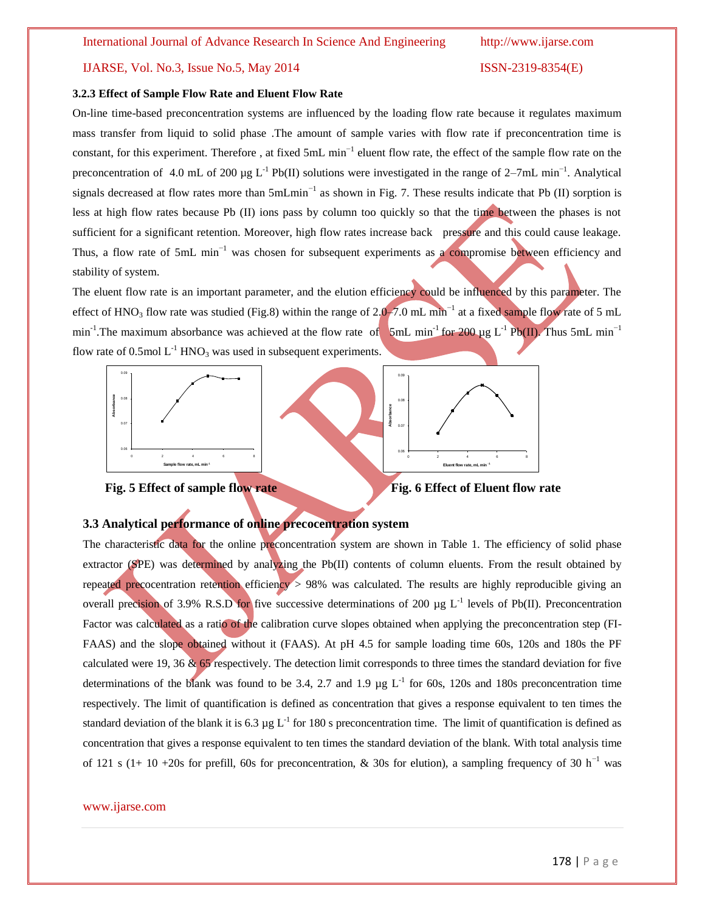### 3.2.3 Effect of Sample Flow Rate and Eluent Flow Rate

On-line time-based preconcentration systems are influenced by the loading flow rate because it regulates maximum mass transfer from liquid to solid phase .The amount of sample varies with flow rate if preconcentration time is constant, for this experiment. Therefore , at fixed 5mL min$^{-1}$ eluent flow rate, the effect of the sample flow rate on the preconcentration of 4.0 mL of 200 µg L$^{-1}$ Pb(II) solutions were investigated in the range of 2–7mL min$^{-1}$. Analytical signals decreased at flow rates more than 5mLmin$^{-1}$ as shown in Fig. 7. These results indicate that Pb (II) sorption is less at high flow rates because Pb (II) ions pass by column too quickly so that the time between the phases is not sufficient for a significant retention. Moreover, high flow rates increase back pressure and this could cause leakage. Thus, a flow rate of 5mL min$^{-1}$ was chosen for subsequent experiments as a compromise between efficiency and stability of system.

The eluent flow rate is an important parameter, and the elution efficiency could be influenced by this parameter. The effect of $HNO_3$ flow rate was studied (Fig.8) within the range of 2.0–7.0 mL min$^{-1}$ at a fixed sample flow rate of 5 mL min$^{-1}$.The maximum absorbance was achieved at the flow rate of 5mL min$^{-1}$ for 200 µg L$^{-1}$ Pb(II). Thus 5mL min$^{-1}$ flow rate of 0.5mol L$^{-1}$ $HNO_3$ was used in subsequent experiments.

**Fig. 5 Effect of sample flow rate**

**Fig. 6 Effect of Eluent flow rate**

## 3.3 Analytical performance of online precocentration system

The characteristic data for the online preconcentration system are shown in Table 1. The efficiency of solid phase extractor (SPE) was determined by analyzing the Pb(II) contents of column eluents. From the result obtained by repeated precocentration retention efficiency > 98% was calculated. The results are highly reproducible giving an overall precision of 3.9% R.S.D for five successive determinations of 200 µg L$^{-1}$ levels of Pb(II). Preconcentration Factor was calculated as a ratio of the calibration curve slopes obtained when applying the preconcentration step (FI-FAAS) and the slope obtained without it (FAAS). At pH 4.5 for sample loading time 60s, 120s and 180s the PF calculated were 19, 36 & 65 respectively. The detection limit corresponds to three times the standard deviation for five determinations of the blank was found to be 3.4, 2.7 and 1.9 µg L$^{-1}$ for 60s, 120s and 180s preconcentration time respectively. The limit of quantification is defined as concentration that gives a response equivalent to ten times the standard deviation of the blank it is 6.3 µg L$^{-1}$ for 180 s preconcentration time. The limit of quantification is defined as concentration that gives a response equivalent to ten times the standard deviation of the blank. With total analysis time of 121 s (1+ 10 +20s for prefill, 60s for preconcentration, & 30s for elution), a sampling frequency of 30 h$^{-1}$ was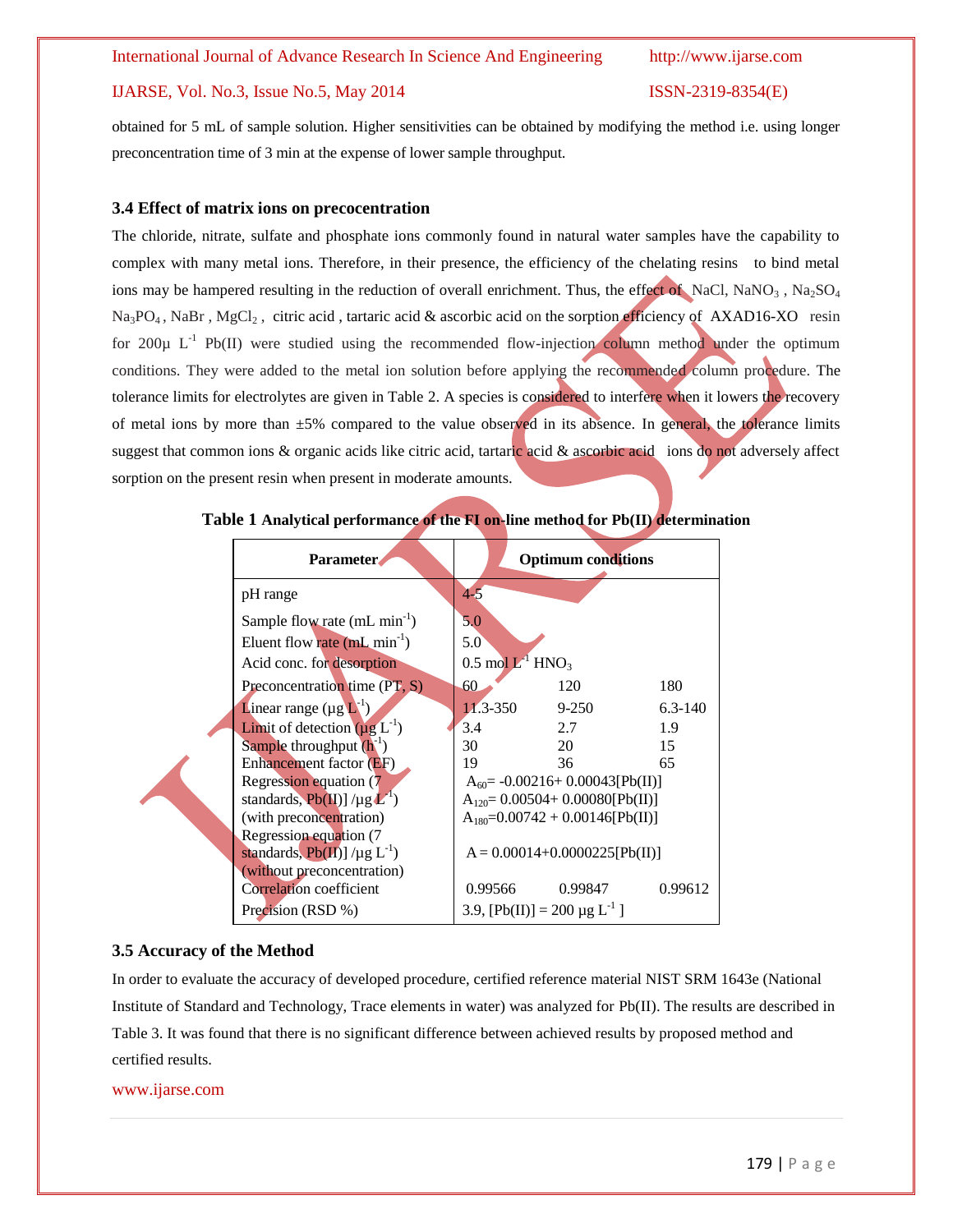obtained for 5 mL of sample solution. Higher sensitivities can be obtained by modifying the method i.e. using longer preconcentration time of 3 min at the expense of lower sample throughput.

### 3.4 Effect of matrix ions on precocentration

The chloride, nitrate, sulfate and phosphate ions commonly found in natural water samples have the capability to complex with many metal ions. Therefore, in their presence, the efficiency of the chelating resins to bind metal ions may be hampered resulting in the reduction of overall enrichment. Thus, the effect of NaCl, $NaNO_3$ , $Na_2SO_4$ $Na_3PO_4$ , NaBr , $MgCl_2$ , citric acid , tartaric acid & ascorbic acid on the sorption efficiency of AXAD16-XO resin for 200µ $L^{-1}$ Pb(II) were studied using the recommended flow-injection column method under the optimum conditions. They were added to the metal ion solution before applying the recommended column procedure. The tolerance limits for electrolytes are given in Table 2. A species is considered to interfere when it lowers the recovery of metal ions by more than ±5% compared to the value observed in its absence. In general, the tolerance limits suggest that common ions & organic acids like citric acid, tartaric acid & ascorbic acid ions do not adversely affect sorption on the present resin when present in moderate amounts.

**Table 1 Analytical performance of the FI on-line method for Pb(II) determination**

| Parameter | Optimum conditions | | |
|---|---|---|---|
| pH range | 4-5 | | |
| Sample flow rate (mL $min^{-1}$) | 5.0 | | |
| Eluent flow rate (mL $min^{-1}$) | 5.0 | | |
| Acid conc. for desorption | 0.5 mol $L^{-1}$ $HNO_3$ | | |
| Preconcentration time (PT, S) | 60 | 120 | 180 |
| Linear range (µg $L^{-1}$) | 11.3-350 | 9-250 | 6.3-140 |
| Limit of detection (µg $L^{-1}$) | 3.4 | 2.7 | 1.9 |
| Sample throughput ($h^{-1}$) | 30 | 20 | 15 |
| Enhancement factor (EF) | 19 | 36 | 65 |
| Regression equation (7 standards, Pb(II)] /µg $L^{-1}$) (with preconcentration) | $A_{60}$= -0.00216+ 0.00043[Pb(II)]<br>$A_{120}$= 0.00504+ 0.00080[Pb(II)]<br>$A_{180}$=0.00742 + 0.00146[Pb(II)] | | |
| Regression equation (7 standards, Pb(II)] /µg $L^{-1}$) (without preconcentration) | A = 0.00014+0.0000225[Pb(II)] | | |
| Correlation coefficient | 0.99566 | 0.99847 | 0.99612 |
| Precision (RSD %) | 3.9, [Pb(II)] = 200 µg $L^{-1}$ ] | | |

### 3.5 Accuracy of the Method

In order to evaluate the accuracy of developed procedure, certified reference material NIST SRM 1643e (National Institute of Standard and Technology, Trace elements in water) was analyzed for Pb(II). The results are described in Table 3. It was found that there is no significant difference between achieved results by proposed method and certified results.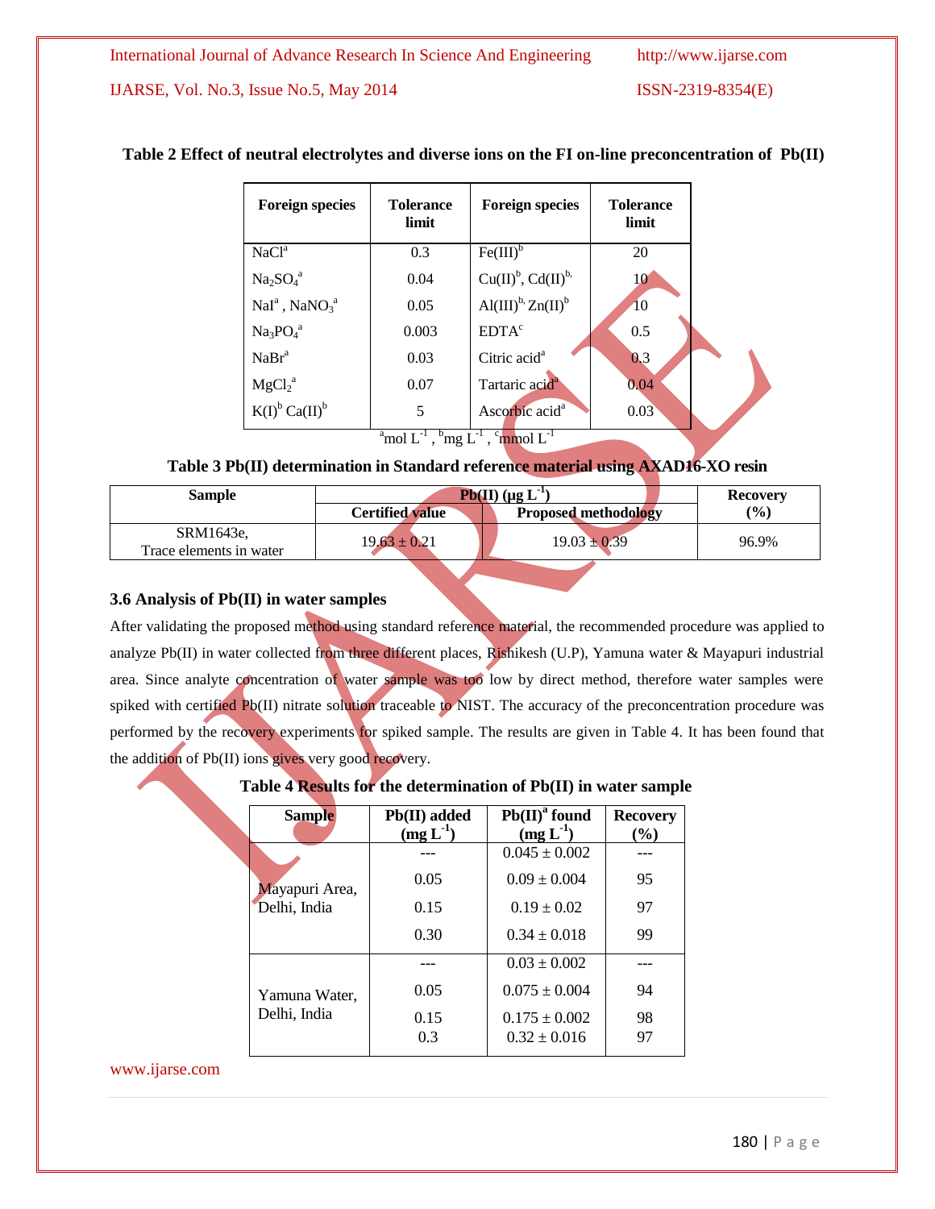**Table 2 Effect of neutral electrolytes and diverse ions on the FI on-line preconcentration of Pb(II)**

| Foreign species | Tolerance limit | Foreign species | Tolerance limit |
|---|---|---|---|
| $NaCl^{a}$ | 0.3 | $Fe(III)^{b}$ | 20 |
| $Na_2SO_4^{a}$ | 0.04 | $Cu(II)^{b}$, $Cd(II)^{b}$ | 10 |
| $NaI^{a}$, $NaNO_3^{a}$ | 0.05 | $Al(III)^{b}$, $Zn(II)^{b}$ | 10 |
| $Na_3PO_4^{a}$ | 0.003 | $EDTA^{c}$ | 0.5 |
| $NaBr^{a}$ | 0.03 | Citric acid[a] | 0.3 |
| $MgCl_2^{a}$ | 0.07 | Tartaric acid[a] | 0.04 |
| $K(I)^{b}$ $Ca(II)^{b}$ | 5 | Ascorbic acid[a] | 0.03 |

[a]mol $L^{-1}$ , [b]mg $L^{-1}$ , [c]mmol $L^{-1}$

**Table 3 Pb(II) determination in Standard reference material using AXAD16-XO resin**

| Sample | Pb(II) ($\mu g\ L^{-1}$) | | Recovery (%) |
|---|---|---|---|
| | Certified value | Proposed methodology | |
| SRM1643e, Trace elements in water | $19.63 \pm 0.21$ | $19.03 \pm 0.39$ | 96.9% |

### 3.6 Analysis of Pb(II) in water samples

After validating the proposed method using standard reference material, the recommended procedure was applied to analyze Pb(II) in water collected from three different places, Rishikesh (U.P), Yamuna water & Mayapuri industrial area. Since analyte concentration of water sample was too low by direct method, therefore water samples were spiked with certified Pb(II) nitrate solution traceable to NIST. The accuracy of the preconcentration procedure was performed by the recovery experiments for spiked sample. The results are given in Table 4. It has been found that the addition of Pb(II) ions gives very good recovery.

**Table 4 Results for the determination of Pb(II) in water sample**

| Sample | Pb(II) added (mg $L^{-1}$) | Pb(II)[a] found (mg $L^{-1}$) | Recovery (%) |
|---|---|---|---|
| Mayapuri Area, Delhi, India | --- | $0.045 \pm 0.002$ | --- |
| | 0.05 | $0.09 \pm 0.004$ | 95 |
| | 0.15 | $0.19 \pm 0.02$ | 97 |
| | 0.30 | $0.34 \pm 0.018$ | 99 |
| Yamuna Water, Delhi, India | --- | $0.03 \pm 0.002$ | --- |
| | 0.05 | $0.075 \pm 0.004$ | 94 |
| | 0.15 | $0.175 \pm 0.002$ | 98 |
| | 0.3 | $0.32 \pm 0.016$ | 97 |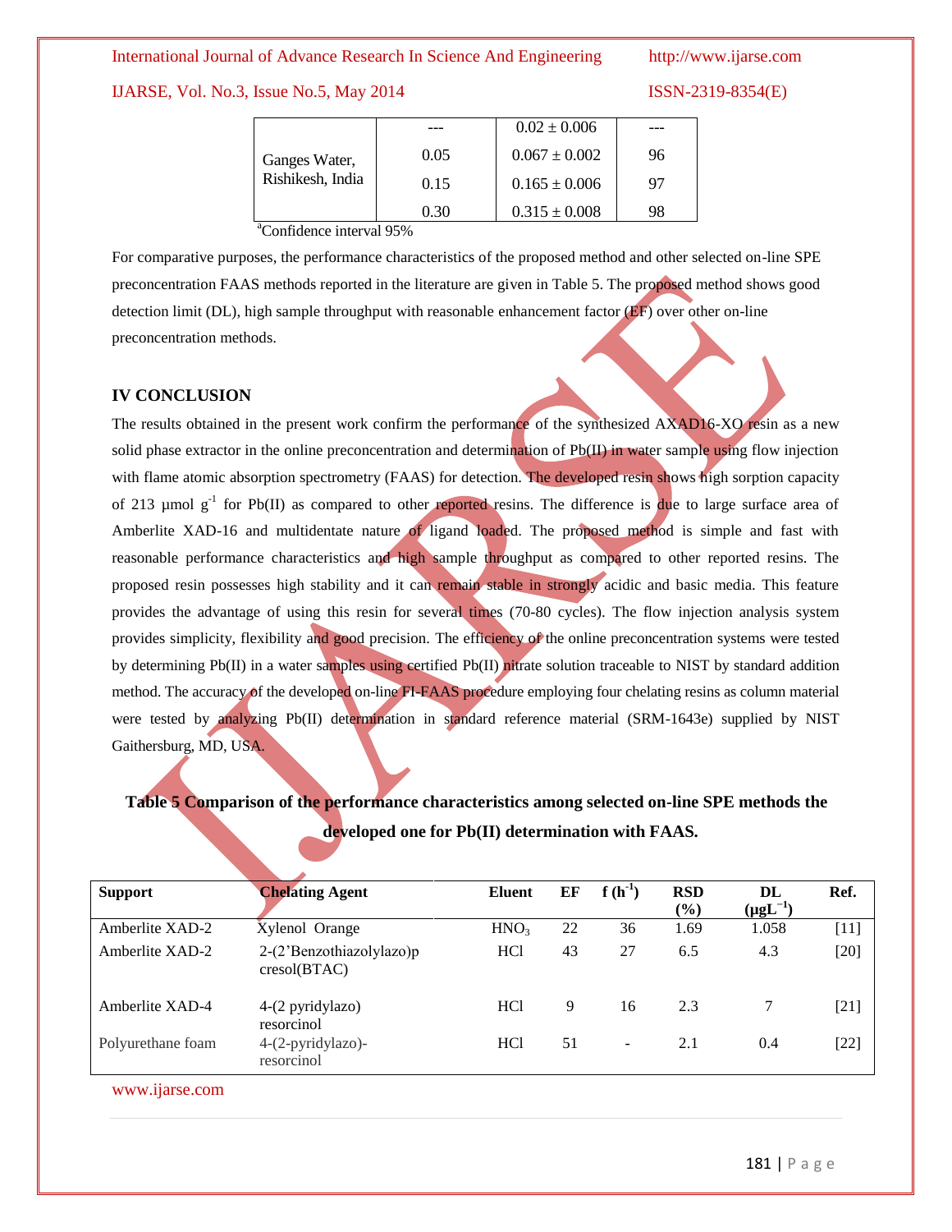| | --- | $0.02 \pm 0.006$ | --- |
|---|---|---|---|
| Ganges Water, Rishikesh, India | 0.05 | $0.067 \pm 0.002$ | 96 |
| | 0.15 | $0.165 \pm 0.006$ | 97 |
| | 0.30 | $0.315 \pm 0.008$ | 98 |

[a]Confidence interval 95%

For comparative purposes, the performance characteristics of the proposed method and other selected on-line SPE preconcentration FAAS methods reported in the literature are given in Table 5. The proposed method shows good detection limit (DL), high sample throughput with reasonable enhancement factor (EF) over other on-line preconcentration methods.

## IV CONCLUSION

The results obtained in the present work confirm the performance of the synthesized AXAD16-XO resin as a new solid phase extractor in the online preconcentration and determination of Pb(II) in water sample using flow injection with flame atomic absorption spectrometry (FAAS) for detection. The developed resin shows high sorption capacity of 213 μmol $g^{-1}$ for Pb(II) as compared to other reported resins. The difference is due to large surface area of Amberlite XAD-16 and multidentate nature of ligand loaded. The proposed method is simple and fast with reasonable performance characteristics and high sample throughput as compared to other reported resins. The proposed resin possesses high stability and it can remain stable in strongly acidic and basic media. This feature provides the advantage of using this resin for several times (70-80 cycles). The flow injection analysis system provides simplicity, flexibility and good precision. The efficiency of the online preconcentration systems were tested by determining Pb(II) in a water samples using certified Pb(II) nitrate solution traceable to NIST by standard addition method. The accuracy of the developed on-line FI-FAAS procedure employing four chelating resins as column material were tested by analyzing Pb(II) determination in standard reference material (SRM-1643e) supplied by NIST Gaithersburg, MD, USA.

**Table 5 Comparison of the performance characteristics among selected on-line SPE methods the developed one for Pb(II) determination with FAAS.**

| Support | Chelating Agent | Eluent | EF | f ($h^{-1}$) | RSD (%) | DL ($\mu g L^{-1}$) | Ref. |
|---|---|---|---|---|---|---|---|
| Amberlite XAD-2 | Xylenol Orange | $HNO_3$ | 22 | 36 | 1.69 | 1.058 | [11] |
| Amberlite XAD-2 | 2-(2'Benzothiazolylazo)p cresol(BTAC) | HCl | 43 | 27 | 6.5 | 4.3 | [20] |
| Amberlite XAD-4 | 4-(2 pyridylazo) resorcinol | HCl | 9 | 16 | 2.3 | 7 | [21] |
| Polyurethane foam | 4-(2-pyridylazo)-resorcinol | HCl | 51 | - | 2.1 | 0.4 | [22] |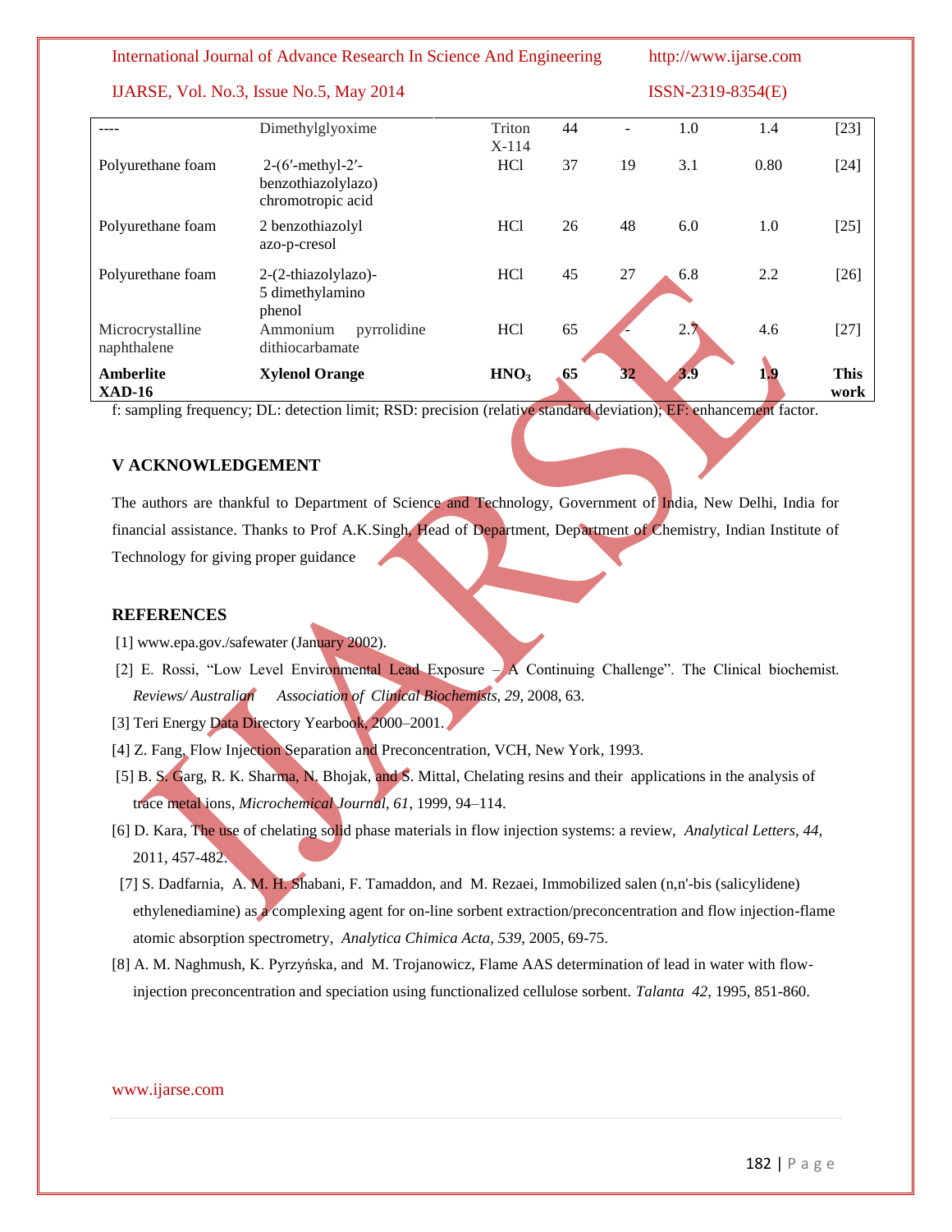| ---- | Dimethylglyoxime | Triton X-114 | 44 | - | 1.0 | 1.4 | [23] |
|---|---|---|---|---|---|---|---|
| Polyurethane foam | 2-(6′-methyl-2′-benzothiazolylazo) chromotropic acid | HCl | 37 | 19 | 3.1 | 0.80 | [24] |
| Polyurethane foam | 2 benzothiazolyl azo-p-cresol | HCl | 26 | 48 | 6.0 | 1.0 | [25] |
| Polyurethane foam | 2-(2-thiazolylazo)-5 dimethylamino phenol | HCl | 45 | 27 | 6.8 | 2.2 | [26] |
| Microcrystalline naphthalene | Ammonium pyrrolidine dithiocarbamate | HCl | 65 | - | 2.7 | 4.6 | [27] |
| **Amberlite XAD-16** | **Xylenol Orange** | **$HNO_3$** | **65** | **32** | **3.9** | **1.9** | **This work** |

f: sampling frequency; DL: detection limit; RSD: precision (relative standard deviation); EF: enhancement factor.

## V ACKNOWLEDGEMENT

The authors are thankful to Department of Science and Technology, Government of India, New Delhi, India for financial assistance. Thanks to Prof A.K.Singh, Head of Department, Department of Chemistry, Indian Institute of Technology for giving proper guidance

## REFERENCES

[1] www.epa.gov./safewater (January 2002).

[2] E. Rossi, "Low Level Environmental Lead Exposure – A Continuing Challenge". The Clinical biochemist. *Reviews/ Australian Association of Clinical Biochemists, 29*, 2008, 63.

[3] Teri Energy Data Directory Yearbook, 2000–2001.

[4] Z. Fang, Flow Injection Separation and Preconcentration, VCH, New York, 1993.

[5] B. S. Garg, R. K. Sharma, N. Bhojak, and S. Mittal, Chelating resins and their applications in the analysis of trace metal ions, *Microchemical Journal*, *61*, 1999, 94–114.

[6] D. Kara, The use of chelating solid phase materials in flow injection systems: a review, *Analytical Letters, 44,* 2011, 457-482.

[7] S. Dadfarnia, A. M. H. Shabani, F. Tamaddon, and M. Rezaei, Immobilized salen (n,n'-bis (salicylidene) ethylenediamine) as a complexing agent for on-line sorbent extraction/preconcentration and flow injection-flame atomic absorption spectrometry, *Analytica Chimica Acta, 539*, 2005, 69-75.

[8] A. M. Naghmush, K. Pyrzyńska, and M. Trojanowicz, Flame AAS determination of lead in water with flow-injection preconcentration and speciation using functionalized cellulose sorbent. *Talanta 42*, 1995, 851-860.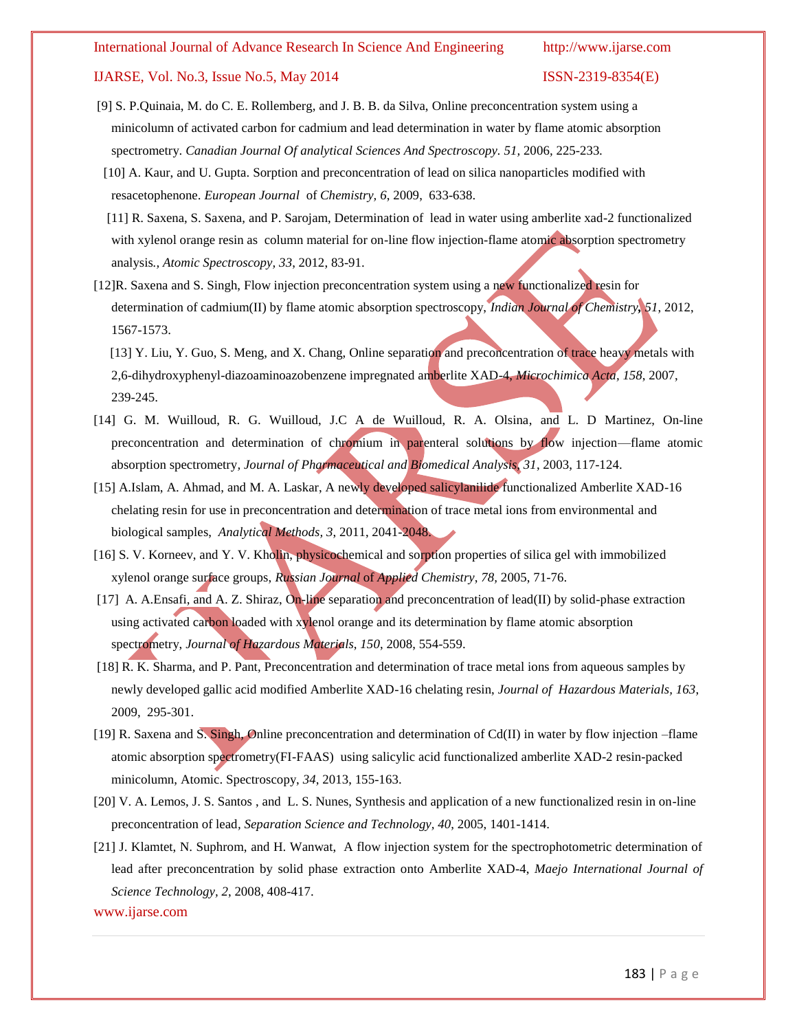[9] S. P.Quinaia, M. do C. E. Rollemberg, and J. B. B. da Silva, Online preconcentration system using a minicolumn of activated carbon for cadmium and lead determination in water by flame atomic absorption spectrometry. *Canadian Journal Of analytical Sciences And Spectroscopy. 51*, 2006, 225-233.

[10] A. Kaur, and U. Gupta. Sorption and preconcentration of lead on silica nanoparticles modified with resacetophenone. *European Journal* of *Chemistry, 6*, 2009, 633-638.

[11] R. Saxena, S. Saxena, and P. Sarojam, Determination of lead in water using amberlite xad-2 functionalized with xylenol orange resin as column material for on-line flow injection-flame atomic absorption spectrometry analysis*., Atomic Spectroscopy, 33*, 2012, 83-91.

[12]R. Saxena and S. Singh, Flow injection preconcentration system using a new functionalized resin for determination of cadmium(II) by flame atomic absorption spectroscopy, *Indian Journal of Chemistry, 51*, 2012, 1567-1573.

[13] Y. Liu, Y. Guo, S. Meng, and X. Chang, Online separation and preconcentration of trace heavy metals with 2,6-dihydroxyphenyl-diazoaminoazobenzene impregnated amberlite XAD-4, *Microchimica Acta, 158*, 2007, 239-245.

[14] G. M. Wuilloud, R. G. Wuilloud, J.C A de Wuilloud, R. A. Olsina, and L. D Martinez, On-line preconcentration and determination of chromium in parenteral solutions by flow injection—flame atomic absorption spectrometry, *Journal of Pharmaceutical and Biomedical Analysis, 31*, 2003, 117-124.

[15] A.Islam, A. Ahmad, and M. A. Laskar, A newly developed salicylanilide functionalized Amberlite XAD-16 chelating resin for use in preconcentration and determination of trace metal ions from environmental and biological samples, *Analytical Methods, 3*, 2011, 2041-2048.

[16] S. V. Korneev, and Y. V. Kholin, physicochemical and sorption properties of silica gel with immobilized xylenol orange surface groups, *Russian Journal* of *Applied Chemistry, 78*, 2005, 71-76.

[17] A. A.Ensafi, and A. Z. Shiraz, On-line separation and preconcentration of lead(II) by solid-phase extraction using activated carbon loaded with xylenol orange and its determination by flame atomic absorption spectrometry, *Journal of Hazardous Materials, 150*, 2008, 554-559.

[18] R. K. Sharma, and P. Pant, Preconcentration and determination of trace metal ions from aqueous samples by newly developed gallic acid modified Amberlite XAD-16 chelating resin, *Journal of Hazardous Materials, 163*, 2009, 295-301.

[19] R. Saxena and S. Singh, Online preconcentration and determination of Cd(II) in water by flow injection –flame atomic absorption spectrometry(FI-FAAS) using salicylic acid functionalized amberlite XAD-2 resin-packed minicolumn, Atomic. Spectroscopy, *34*, 2013, 155-163.

[20] V. A. Lemos, J. S. Santos , and L. S. Nunes, Synthesis and application of a new functionalized resin in on-line preconcentration of lead, *Separation Science and Technology, 40*, 2005, 1401-1414.

[21] J. Klamtet, N. Suphrom, and H. Wanwat, A flow injection system for the spectrophotometric determination of lead after preconcentration by solid phase extraction onto Amberlite XAD-4, *Maejo International Journal of Science Technology, 2*, 2008, 408-417.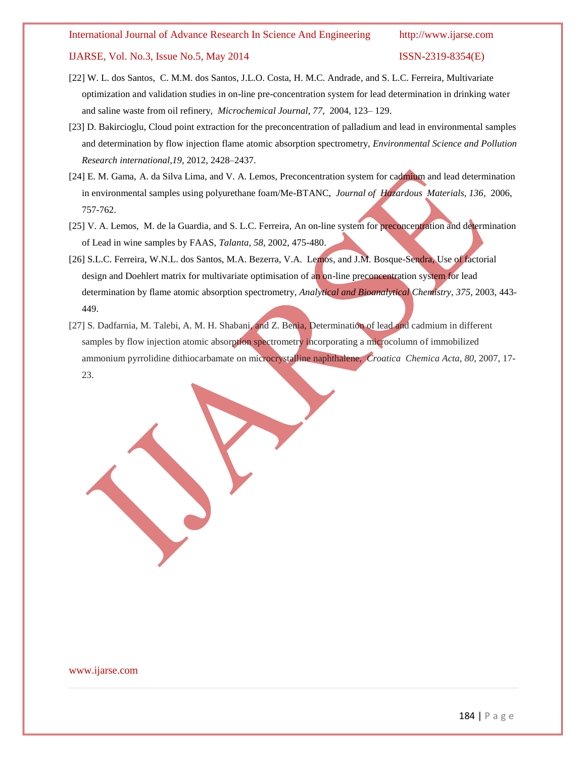[22] W. L. dos Santos, C. M.M. dos Santos, J.L.O. Costa, H. M.C. Andrade, and S. L.C. Ferreira, Multivariate optimization and validation studies in on-line pre-concentration system for lead determination in drinking water and saline waste from oil refinery, *Microchemical Journal, 77*, 2004, 123– 129.

[23] D. Bakircioglu, Cloud point extraction for the preconcentration of palladium and lead in environmental samples and determination by flow injection flame atomic absorption spectrometry, *Environmental Science and Pollution Research international,19*, 2012, 2428–2437.

[24] E. M. Gama, A. da Silva Lima, and V. A. Lemos, Preconcentration system for cadmium and lead determination in environmental samples using polyurethane foam/Me-BTANC, *Journal of Hazardous Materials, 136*, 2006, 757-762.

[25] V. A. Lemos, M. de la Guardia, and S. L.C. Ferreira, An on-line system for preconcentration and determination of Lead in wine samples by FAAS, *Talanta, 58*, 2002, 475-480.

[26] S.L.C. Ferreira, W.N.L. dos Santos, M.A. Bezerra, V.A. Lemos, and J.M. Bosque-Sendra, Use of factorial design and Doehlert matrix for multivariate optimisation of an on-line preconcentration system for lead determination by flame atomic absorption spectrometry, *Analytical and Bioanalytical Chemistry, 375*, 2003, 443-449.

[27] S. Dadfarnia, M. Talebi, A. M. H. Shabani, and Z. Benia, Determination of lead and cadmium in different samples by flow injection atomic absorption spectrometry incorporating a microcolumn of immobilized ammonium pyrrolidine dithiocarbamate on microcrystalline naphthalene, *Croatica Chemica Acta, 80*, 2007, 17-23.